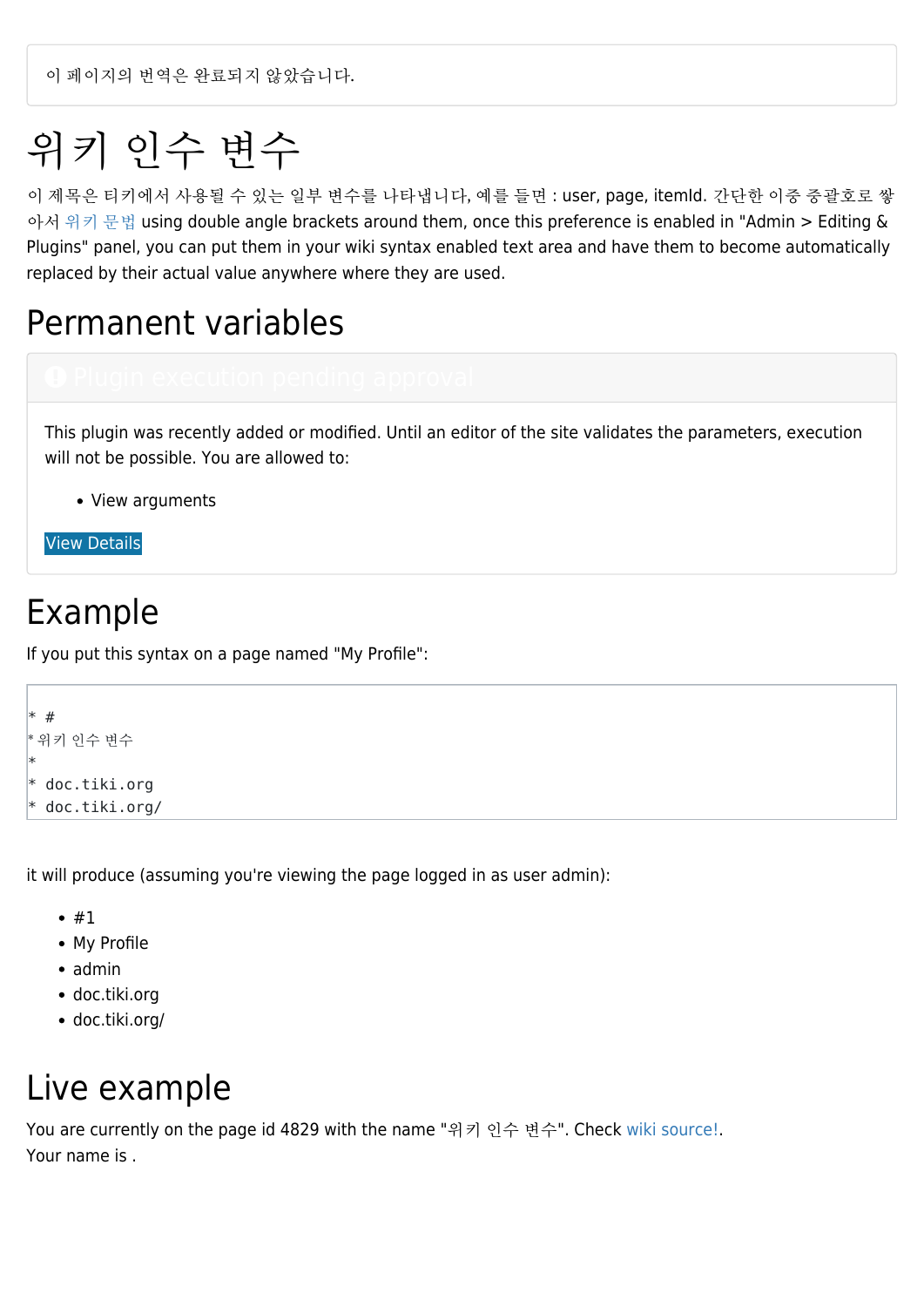이 페이지의 번역은 완료되지 않았습니다.

# 위키 인수 변수

이 제목은 티키에서 사용될 수 있는 일부 변수를 나타냅니다, 예를 들면 : user, page, itemId. 간단한 이중 중괄호로 쌓아서 위키 문법 using double angle brackets around them, once this preference is enabled in "Admin > Editing & Plugins" panel, you can put them in your wiki syntax enabled text area and have them to become automatically replaced by their actual value anywhere where they are used.

## Permanent variables

Plugin execution pending approval

This plugin was recently added or modified. Until an editor of the site validates the parameters, execution will not be possible. You are allowed to:

- View arguments

View Details

## Example

If you put this syntax on a page named "My Profile":

```
* #
* 위키 인수 변수
*
* doc.tiki.org
* doc.tiki.org/
```

it will produce (assuming you're viewing the page logged in as user admin):

- #1
- My Profile
- admin
- doc.tiki.org
- doc.tiki.org/

## Live example

You are currently on the page id 4829 with the name "위키 인수 변수". Check wiki source!.
Your name is .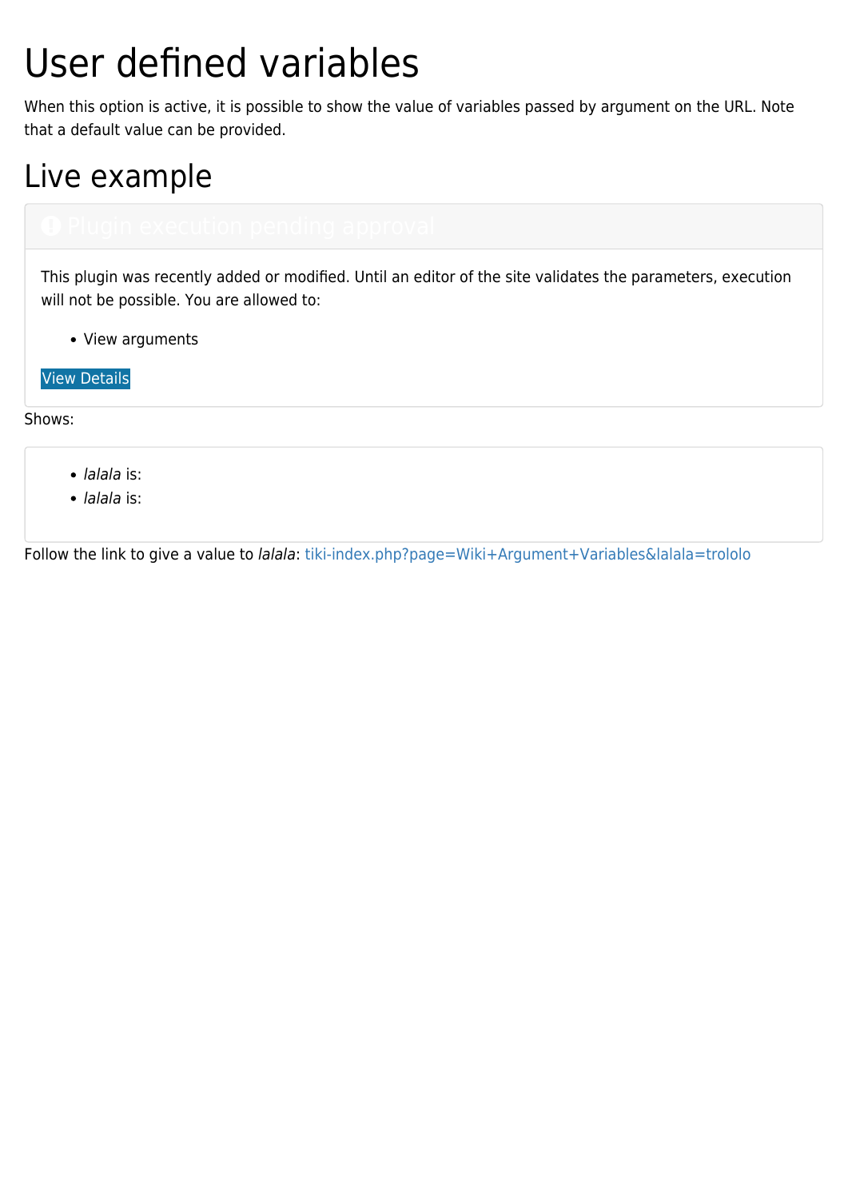# User defined variables

When this option is active, it is possible to show the value of variables passed by argument on the URL. Note that a default value can be provided.

## Live example

Plugin execution pending approval

This plugin was recently added or modified. Until an editor of the site validates the parameters, execution will not be possible. You are allowed to:

- View arguments

View Details

Shows:

- *lalala* is:
- *lalala* is:

Follow the link to give a value to *lalala*: tiki-index.php?page=Wiki+Argument+Variables&lalala=trololo